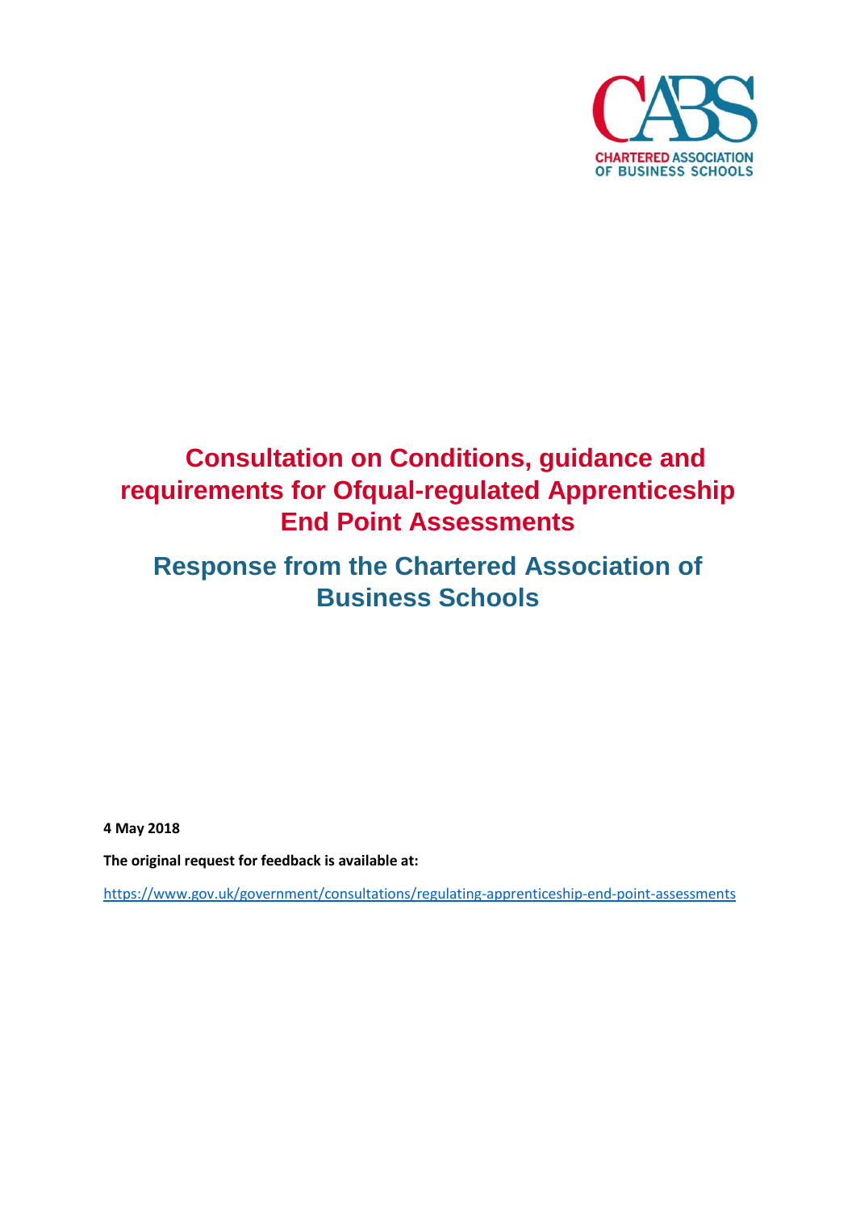CHARTERED ASSOCIATION OF BUSINESS SCHOOLS

# Consultation on Conditions, guidance and requirements for Ofqual-regulated Apprenticeship End Point Assessments

## Response from the Chartered Association of Business Schools

**4 May 2018**

**The original request for feedback is available at:**

https://www.gov.uk/government/consultations/regulating-apprenticeship-end-point-assessments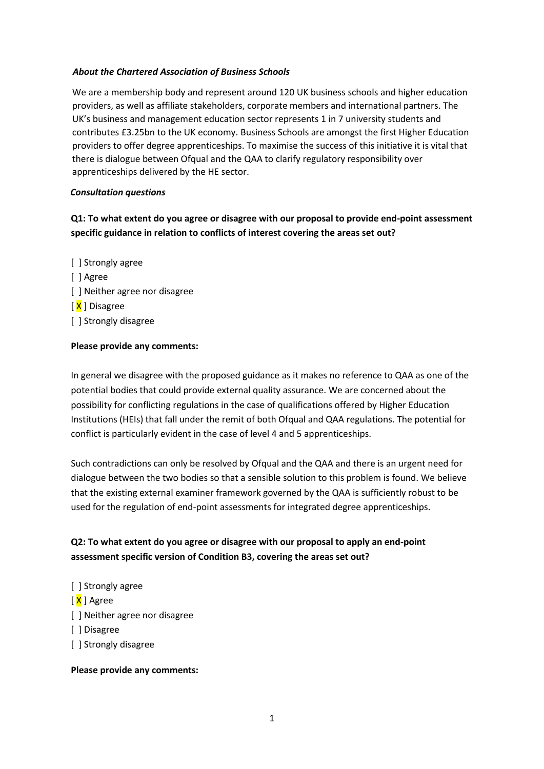***About the Chartered Association of Business Schools***

We are a membership body and represent around 120 UK business schools and higher education providers, as well as affiliate stakeholders, corporate members and international partners. The UK's business and management education sector represents 1 in 7 university students and contributes £3.25bn to the UK economy. Business Schools are amongst the first Higher Education providers to offer degree apprenticeships. To maximise the success of this initiative it is vital that there is dialogue between Ofqual and the QAA to clarify regulatory responsibility over apprenticeships delivered by the HE sector.

***Consultation questions***

**Q1: To what extent do you agree or disagree with our proposal to provide end-point assessment specific guidance in relation to conflicts of interest covering the areas set out?**

[ ] Strongly agree
[ ] Agree
[ ] Neither agree nor disagree
[ X ] Disagree
[ ] Strongly disagree

**Please provide any comments:**

In general we disagree with the proposed guidance as it makes no reference to QAA as one of the potential bodies that could provide external quality assurance. We are concerned about the possibility for conflicting regulations in the case of qualifications offered by Higher Education Institutions (HEIs) that fall under the remit of both Ofqual and QAA regulations. The potential for conflict is particularly evident in the case of level 4 and 5 apprenticeships.

Such contradictions can only be resolved by Ofqual and the QAA and there is an urgent need for dialogue between the two bodies so that a sensible solution to this problem is found. We believe that the existing external examiner framework governed by the QAA is sufficiently robust to be used for the regulation of end-point assessments for integrated degree apprenticeships.

**Q2: To what extent do you agree or disagree with our proposal to apply an end-point assessment specific version of Condition B3, covering the areas set out?**

[ ] Strongly agree
[ X ] Agree
[ ] Neither agree nor disagree
[ ] Disagree
[ ] Strongly disagree

**Please provide any comments:**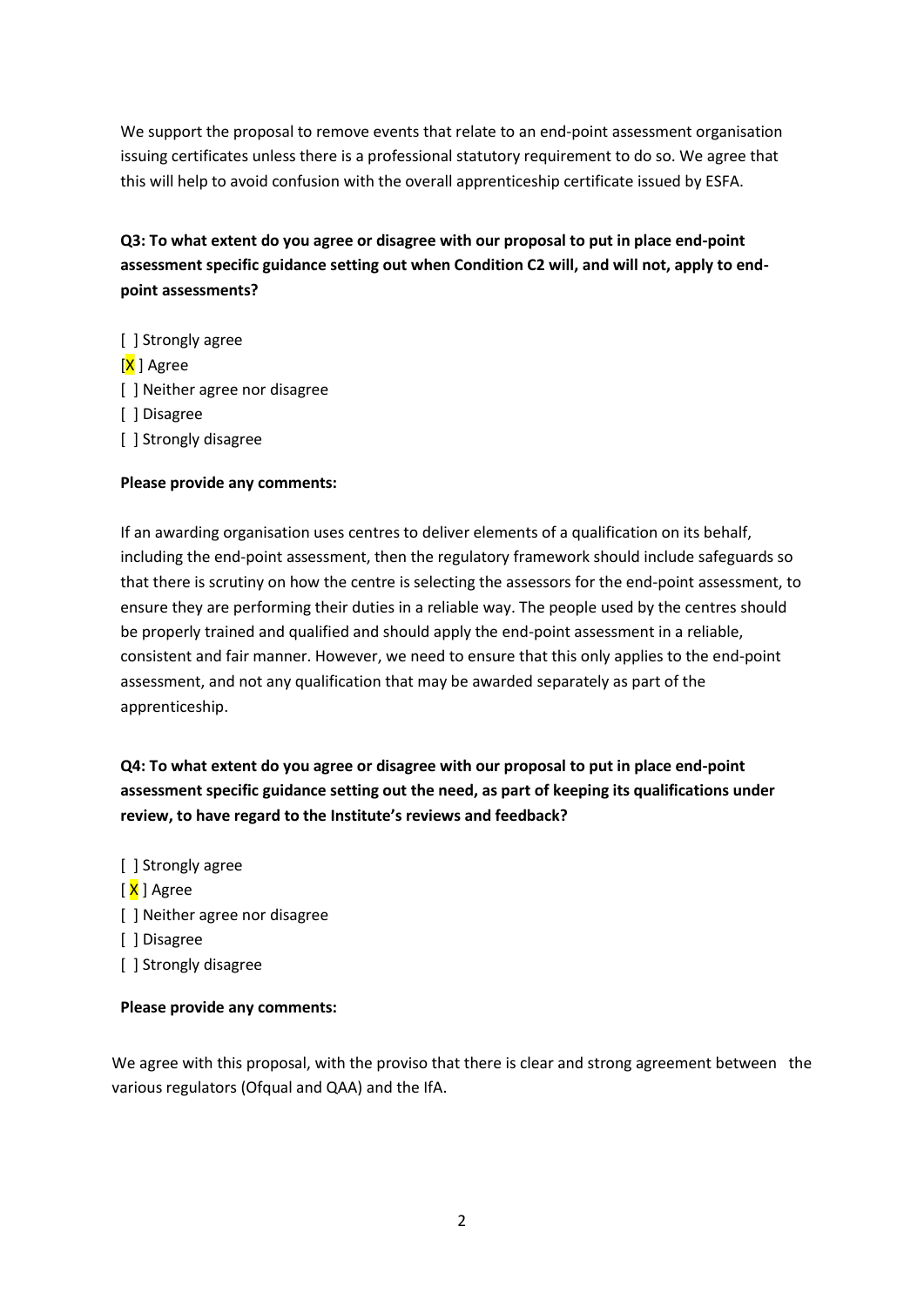We support the proposal to remove events that relate to an end-point assessment organisation issuing certificates unless there is a professional statutory requirement to do so. We agree that this will help to avoid confusion with the overall apprenticeship certificate issued by ESFA.

**Q3: To what extent do you agree or disagree with our proposal to put in place end-point assessment specific guidance setting out when Condition C2 will, and will not, apply to end-point assessments?**

[ ] Strongly agree
[X ] Agree
[ ] Neither agree nor disagree
[ ] Disagree
[ ] Strongly disagree

**Please provide any comments:**

If an awarding organisation uses centres to deliver elements of a qualification on its behalf, including the end-point assessment, then the regulatory framework should include safeguards so that there is scrutiny on how the centre is selecting the assessors for the end-point assessment, to ensure they are performing their duties in a reliable way. The people used by the centres should be properly trained and qualified and should apply the end-point assessment in a reliable, consistent and fair manner. However, we need to ensure that this only applies to the end-point assessment, and not any qualification that may be awarded separately as part of the apprenticeship.

**Q4: To what extent do you agree or disagree with our proposal to put in place end-point assessment specific guidance setting out the need, as part of keeping its qualifications under review, to have regard to the Institute's reviews and feedback?**

[ ] Strongly agree
[ X ] Agree
[ ] Neither agree nor disagree
[ ] Disagree
[ ] Strongly disagree

**Please provide any comments:**

We agree with this proposal, with the proviso that there is clear and strong agreement between the various regulators (Ofqual and QAA) and the IfA.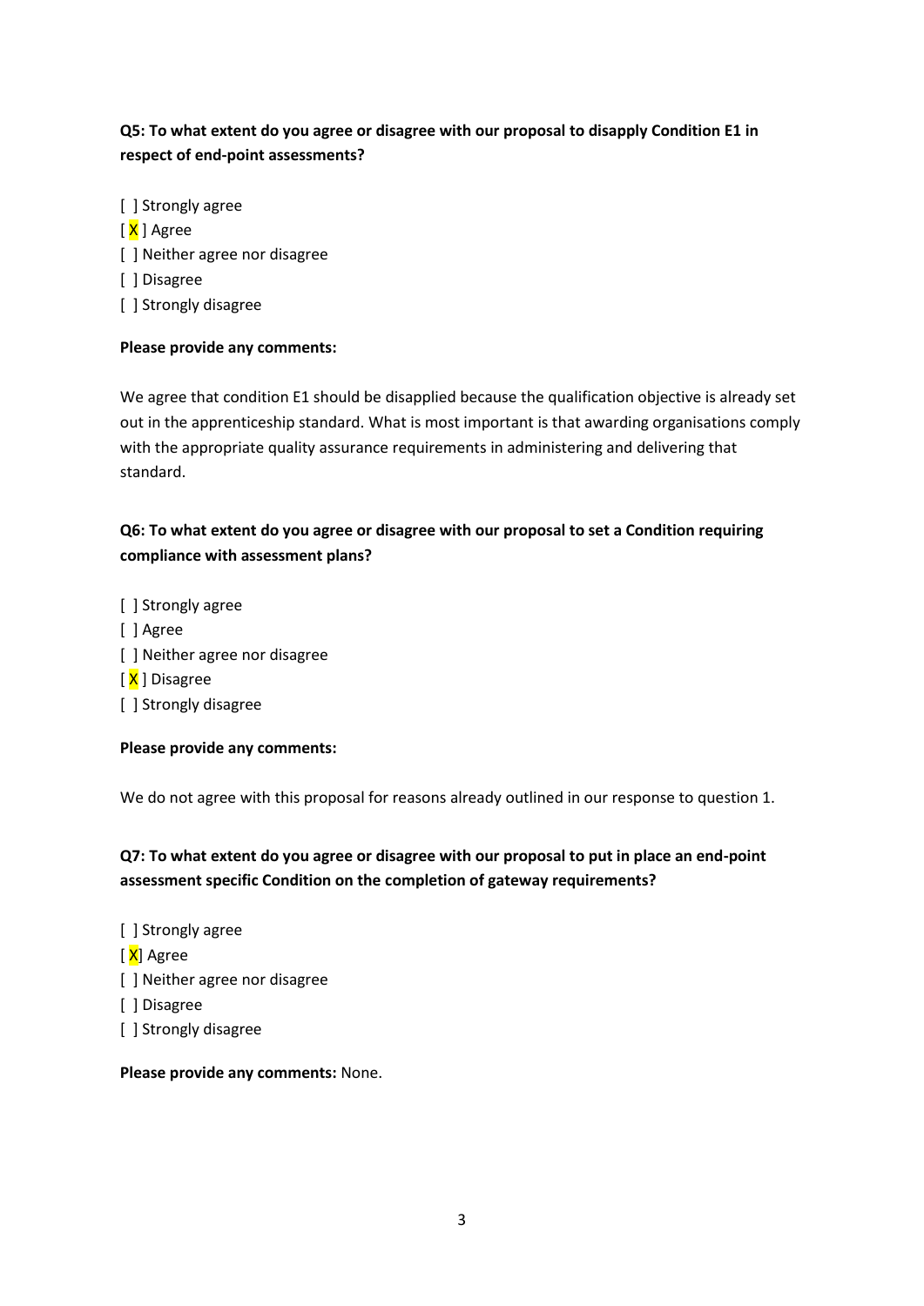**Q5: To what extent do you agree or disagree with our proposal to disapply Condition E1 in respect of end-point assessments?**

[ ] Strongly agree
[X ] Agree
[ ] Neither agree nor disagree
[ ] Disagree
[ ] Strongly disagree

**Please provide any comments:**

We agree that condition E1 should be disapplied because the qualification objective is already set out in the apprenticeship standard. What is most important is that awarding organisations comply with the appropriate quality assurance requirements in administering and delivering that standard.

**Q6: To what extent do you agree or disagree with our proposal to set a Condition requiring compliance with assessment plans?**

[ ] Strongly agree
[ ] Agree
[ ] Neither agree nor disagree
[X ] Disagree
[ ] Strongly disagree

**Please provide any comments:**

We do not agree with this proposal for reasons already outlined in our response to question 1.

**Q7: To what extent do you agree or disagree with our proposal to put in place an end-point assessment specific Condition on the completion of gateway requirements?**

[ ] Strongly agree
[X] Agree
[ ] Neither agree nor disagree
[ ] Disagree
[ ] Strongly disagree

**Please provide any comments:** None.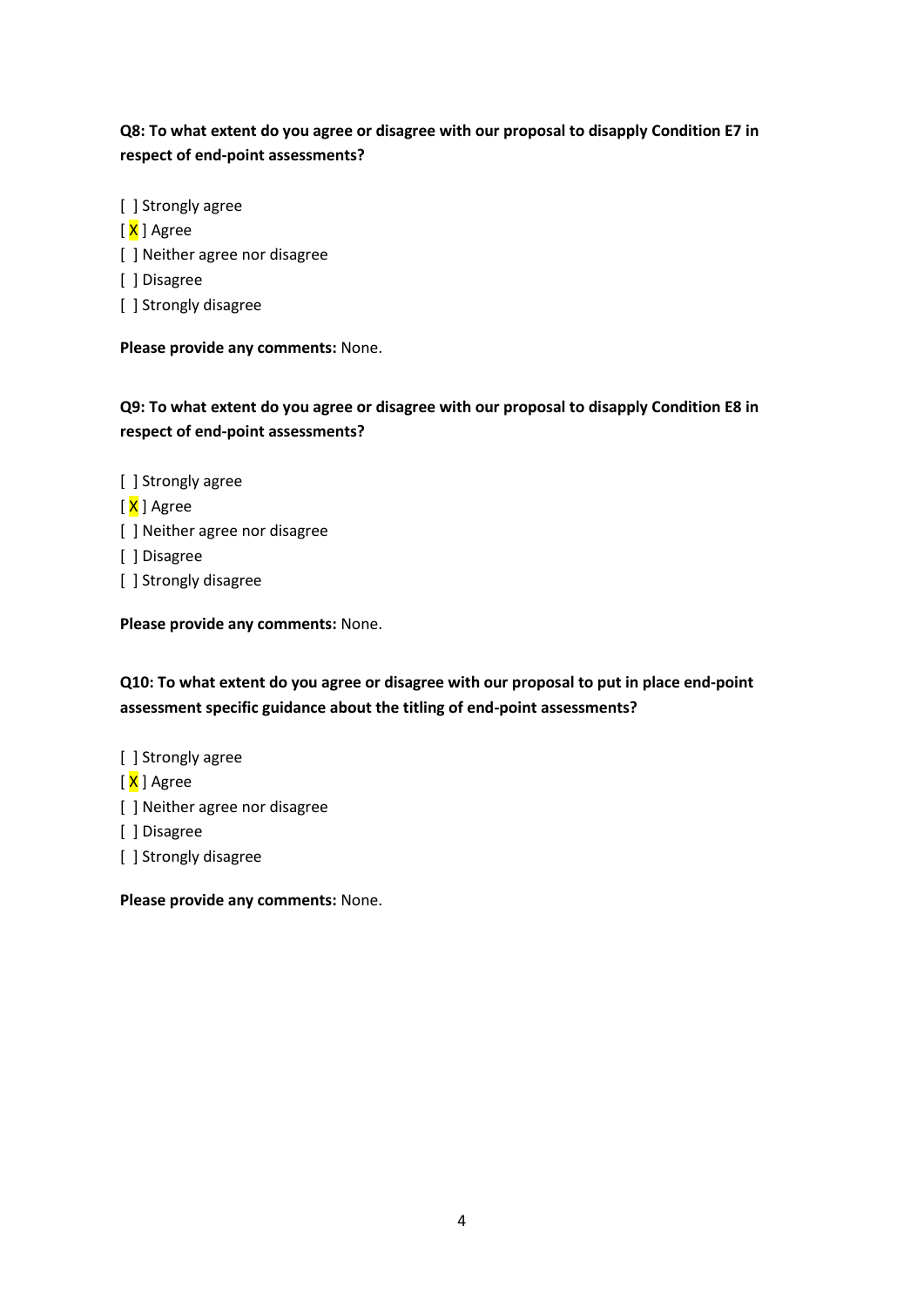**Q8: To what extent do you agree or disagree with our proposal to disapply Condition E7 in respect of end-point assessments?**

[ ] Strongly agree
[X] Agree
[ ] Neither agree nor disagree
[ ] Disagree
[ ] Strongly disagree

**Please provide any comments:** None.

**Q9: To what extent do you agree or disagree with our proposal to disapply Condition E8 in respect of end-point assessments?**

[ ] Strongly agree
[X] Agree
[ ] Neither agree nor disagree
[ ] Disagree
[ ] Strongly disagree

**Please provide any comments:** None.

**Q10: To what extent do you agree or disagree with our proposal to put in place end-point assessment specific guidance about the titling of end-point assessments?**

[ ] Strongly agree
[X] Agree
[ ] Neither agree nor disagree
[ ] Disagree
[ ] Strongly disagree

**Please provide any comments:** None.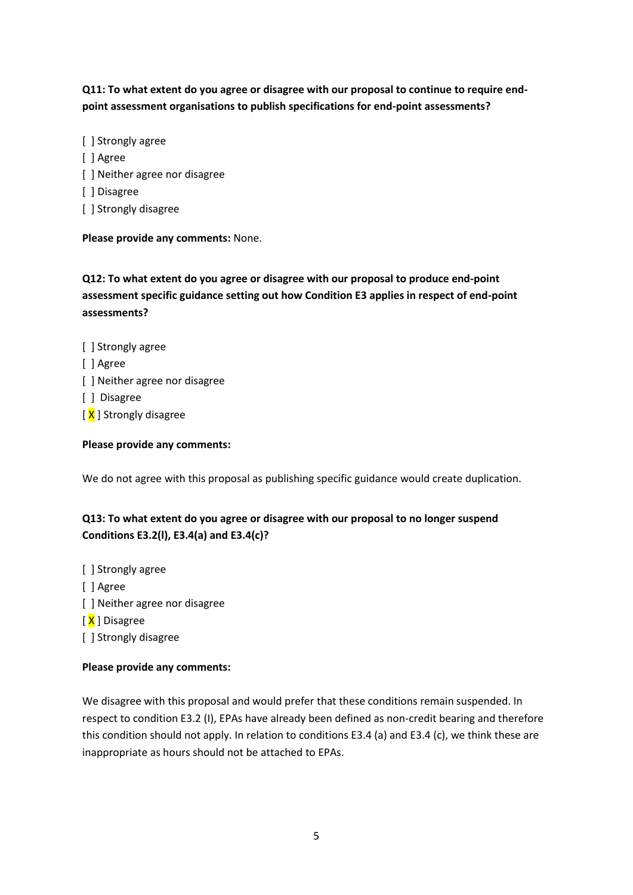**Q11: To what extent do you agree or disagree with our proposal to continue to require end-point assessment organisations to publish specifications for end-point assessments?**

[ ] Strongly agree
[ ] Agree
[ ] Neither agree nor disagree
[ ] Disagree
[ ] Strongly disagree

**Please provide any comments:** None.

**Q12: To what extent do you agree or disagree with our proposal to produce end-point assessment specific guidance setting out how Condition E3 applies in respect of end-point assessments?**

[ ] Strongly agree
[ ] Agree
[ ] Neither agree nor disagree
[ ] Disagree
[X] Strongly disagree

**Please provide any comments:**

We do not agree with this proposal as publishing specific guidance would create duplication.

**Q13: To what extent do you agree or disagree with our proposal to no longer suspend Conditions E3.2(l), E3.4(a) and E3.4(c)?**

[ ] Strongly agree
[ ] Agree
[ ] Neither agree nor disagree
[X] Disagree
[ ] Strongly disagree

**Please provide any comments:**

We disagree with this proposal and would prefer that these conditions remain suspended. In respect to condition E3.2 (I), EPAs have already been defined as non-credit bearing and therefore this condition should not apply. In relation to conditions E3.4 (a) and E3.4 (c), we think these are inappropriate as hours should not be attached to EPAs.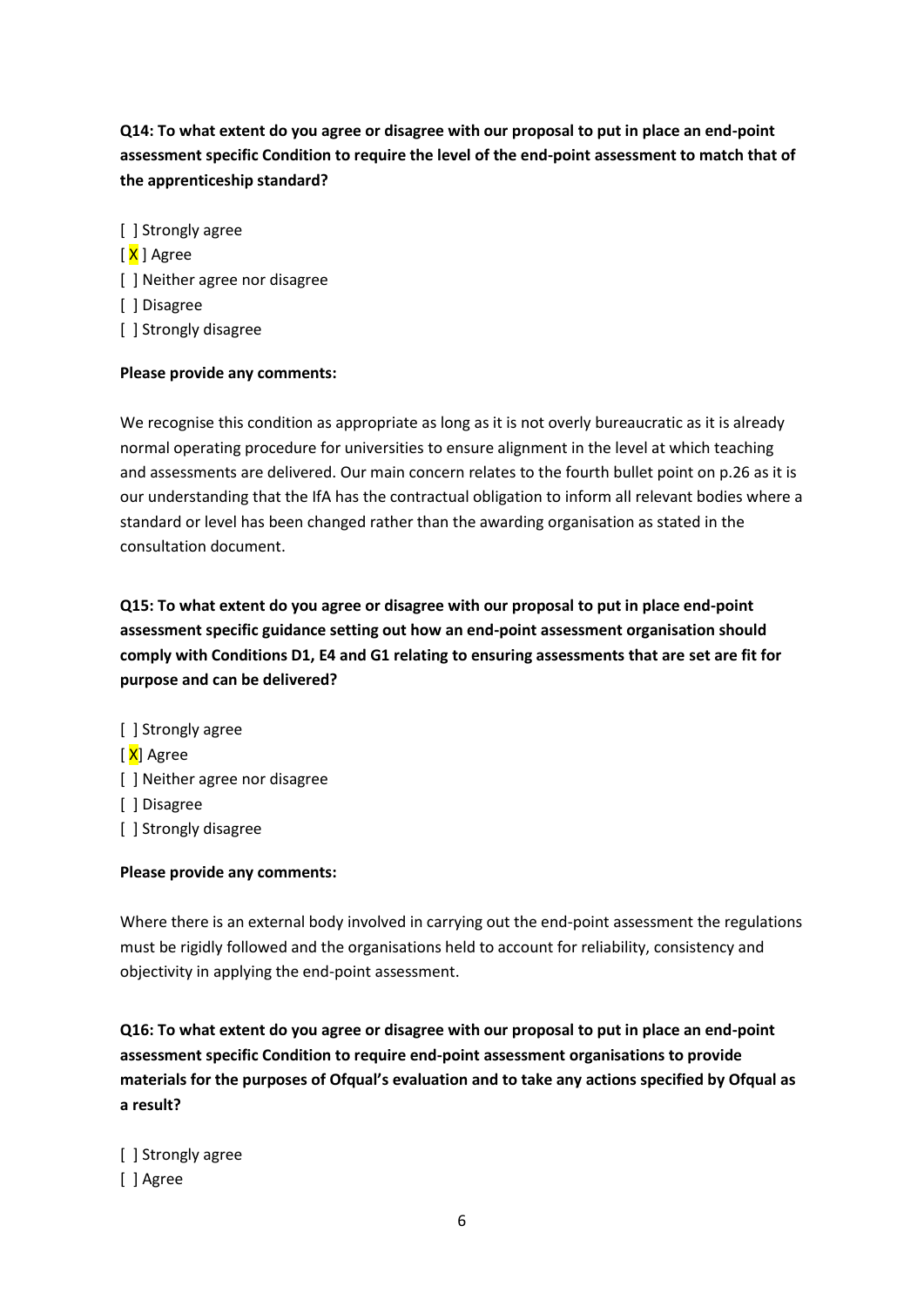**Q14: To what extent do you agree or disagree with our proposal to put in place an end-point assessment specific Condition to require the level of the end-point assessment to match that of the apprenticeship standard?**

[ ] Strongly agree
[ X ] Agree
[ ] Neither agree nor disagree
[ ] Disagree
[ ] Strongly disagree

**Please provide any comments:**

We recognise this condition as appropriate as long as it is not overly bureaucratic as it is already normal operating procedure for universities to ensure alignment in the level at which teaching and assessments are delivered. Our main concern relates to the fourth bullet point on p.26 as it is our understanding that the IfA has the contractual obligation to inform all relevant bodies where a standard or level has been changed rather than the awarding organisation as stated in the consultation document.

**Q15: To what extent do you agree or disagree with our proposal to put in place end-point assessment specific guidance setting out how an end-point assessment organisation should comply with Conditions D1, E4 and G1 relating to ensuring assessments that are set are fit for purpose and can be delivered?**

[ ] Strongly agree
[X] Agree
[ ] Neither agree nor disagree
[ ] Disagree
[ ] Strongly disagree

**Please provide any comments:**

Where there is an external body involved in carrying out the end-point assessment the regulations must be rigidly followed and the organisations held to account for reliability, consistency and objectivity in applying the end-point assessment.

**Q16: To what extent do you agree or disagree with our proposal to put in place an end-point assessment specific Condition to require end-point assessment organisations to provide materials for the purposes of Ofqual's evaluation and to take any actions specified by Ofqual as a result?**

[ ] Strongly agree
[ ] Agree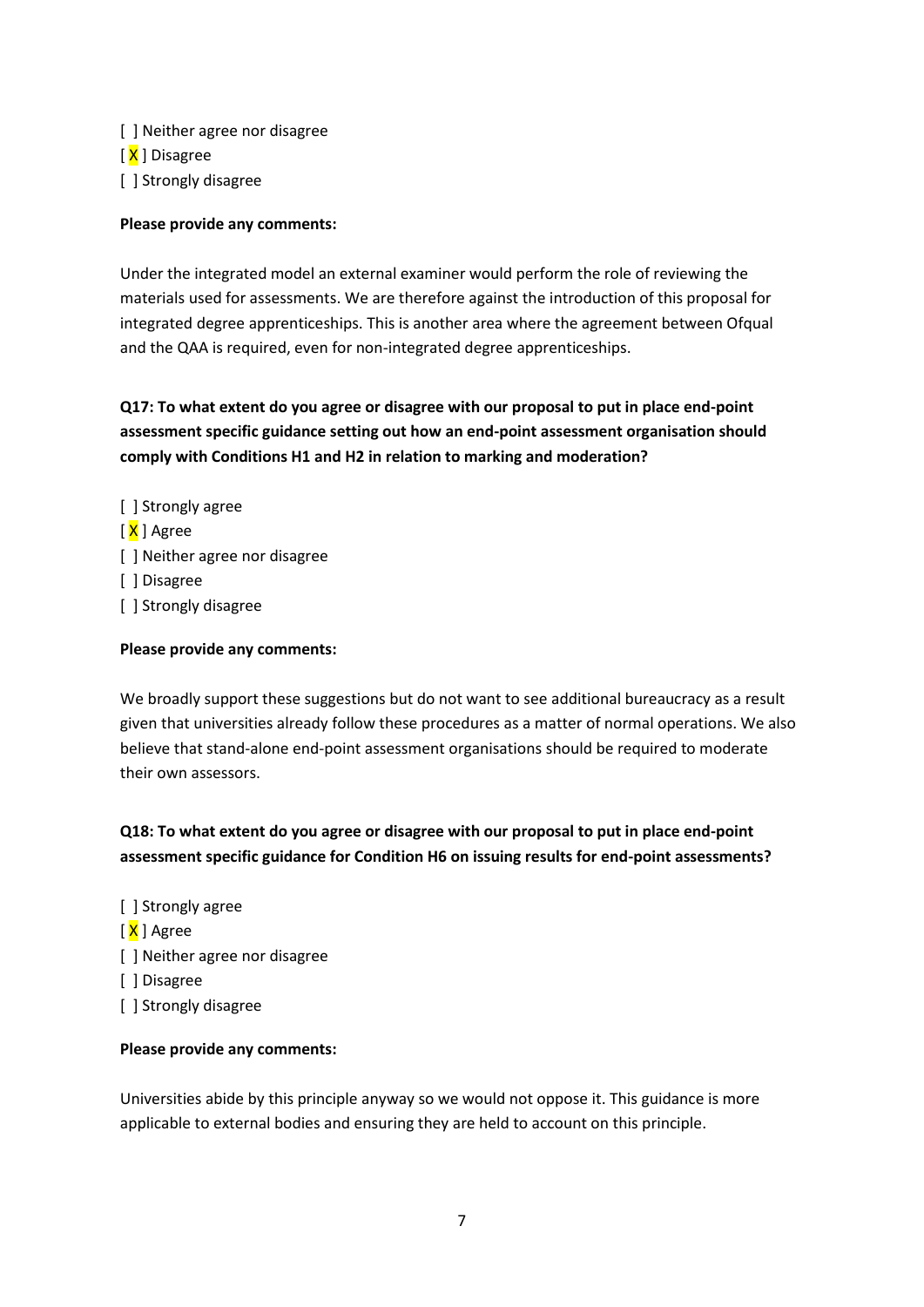[ ] Neither agree nor disagree
[ X ] Disagree
[ ] Strongly disagree

**Please provide any comments:**

Under the integrated model an external examiner would perform the role of reviewing the materials used for assessments. We are therefore against the introduction of this proposal for integrated degree apprenticeships. This is another area where the agreement between Ofqual and the QAA is required, even for non-integrated degree apprenticeships.

**Q17: To what extent do you agree or disagree with our proposal to put in place end-point assessment specific guidance setting out how an end-point assessment organisation should comply with Conditions H1 and H2 in relation to marking and moderation?**

[ ] Strongly agree
[ X ] Agree
[ ] Neither agree nor disagree
[ ] Disagree
[ ] Strongly disagree

**Please provide any comments:**

We broadly support these suggestions but do not want to see additional bureaucracy as a result given that universities already follow these procedures as a matter of normal operations. We also believe that stand-alone end-point assessment organisations should be required to moderate their own assessors.

**Q18: To what extent do you agree or disagree with our proposal to put in place end-point assessment specific guidance for Condition H6 on issuing results for end-point assessments?**

[ ] Strongly agree
[ X ] Agree
[ ] Neither agree nor disagree
[ ] Disagree
[ ] Strongly disagree

**Please provide any comments:**

Universities abide by this principle anyway so we would not oppose it. This guidance is more applicable to external bodies and ensuring they are held to account on this principle.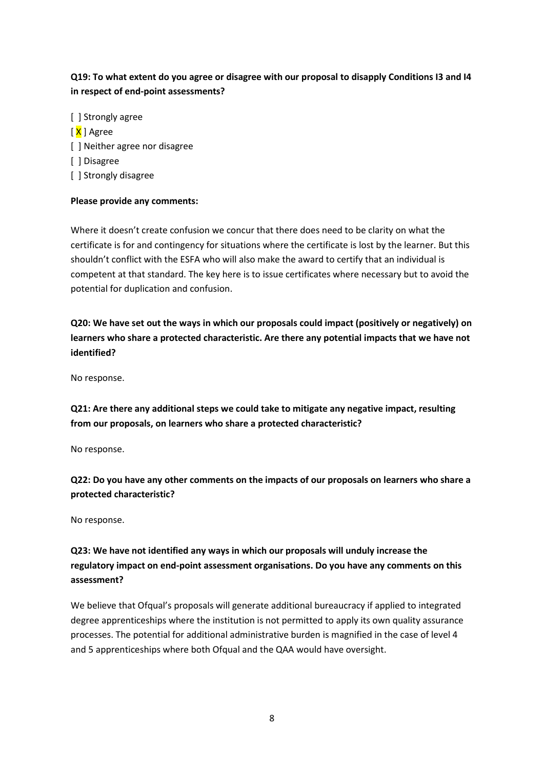**Q19: To what extent do you agree or disagree with our proposal to disapply Conditions I3 and I4 in respect of end-point assessments?**

[ ] Strongly agree
[X] Agree
[ ] Neither agree nor disagree
[ ] Disagree
[ ] Strongly disagree

**Please provide any comments:**

Where it doesn't create confusion we concur that there does need to be clarity on what the certificate is for and contingency for situations where the certificate is lost by the learner. But this shouldn't conflict with the ESFA who will also make the award to certify that an individual is competent at that standard. The key here is to issue certificates where necessary but to avoid the potential for duplication and confusion.

**Q20: We have set out the ways in which our proposals could impact (positively or negatively) on learners who share a protected characteristic. Are there any potential impacts that we have not identified?**

No response.

**Q21: Are there any additional steps we could take to mitigate any negative impact, resulting from our proposals, on learners who share a protected characteristic?**

No response.

**Q22: Do you have any other comments on the impacts of our proposals on learners who share a protected characteristic?**

No response.

**Q23: We have not identified any ways in which our proposals will unduly increase the regulatory impact on end-point assessment organisations. Do you have any comments on this assessment?**

We believe that Ofqual's proposals will generate additional bureaucracy if applied to integrated degree apprenticeships where the institution is not permitted to apply its own quality assurance processes. The potential for additional administrative burden is magnified in the case of level 4 and 5 apprenticeships where both Ofqual and the QAA would have oversight.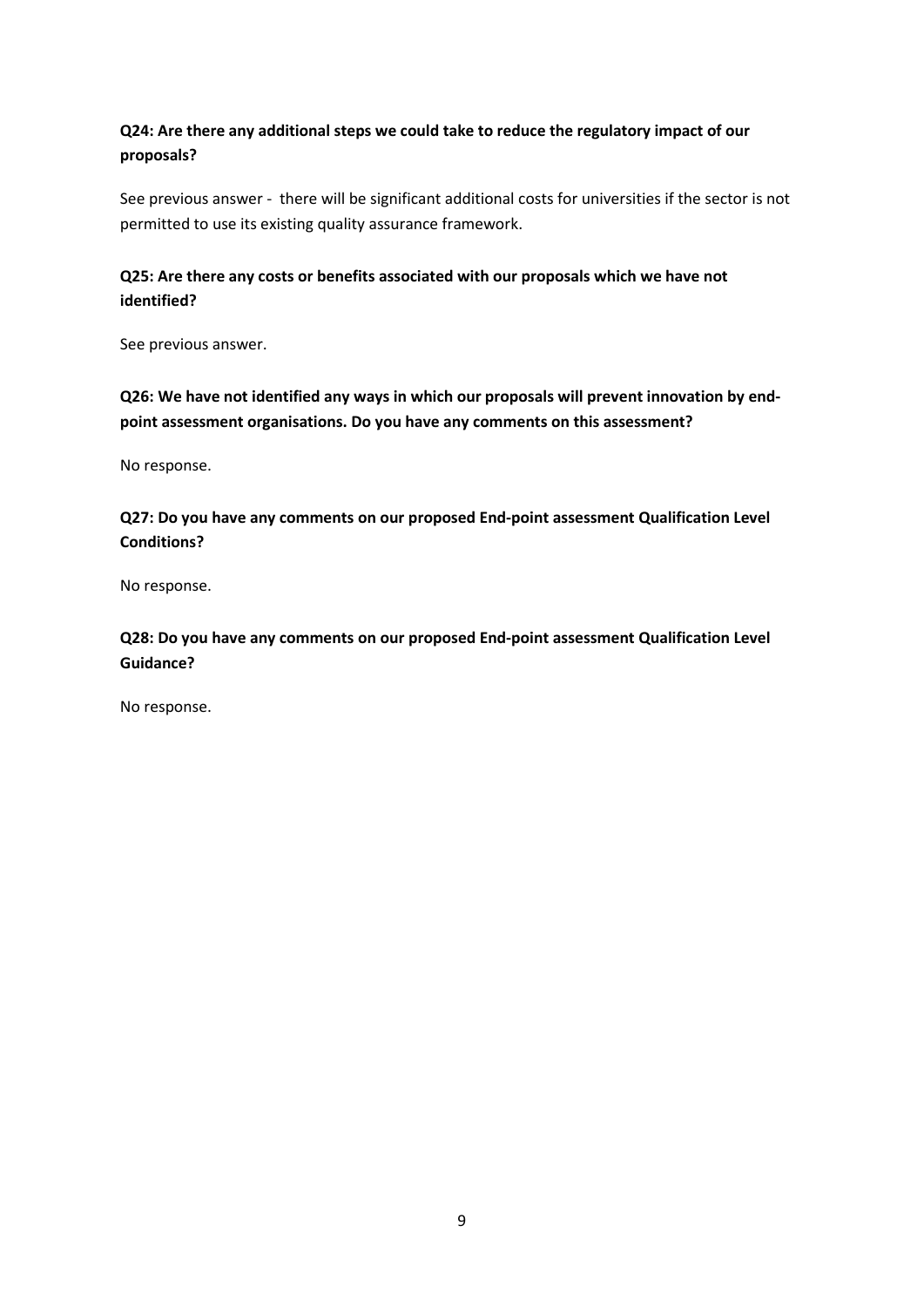**Q24: Are there any additional steps we could take to reduce the regulatory impact of our proposals?**

See previous answer - there will be significant additional costs for universities if the sector is not permitted to use its existing quality assurance framework.

**Q25: Are there any costs or benefits associated with our proposals which we have not identified?**

See previous answer.

**Q26: We have not identified any ways in which our proposals will prevent innovation by end-point assessment organisations. Do you have any comments on this assessment?**

No response.

**Q27: Do you have any comments on our proposed End-point assessment Qualification Level Conditions?**

No response.

**Q28: Do you have any comments on our proposed End-point assessment Qualification Level Guidance?**

No response.